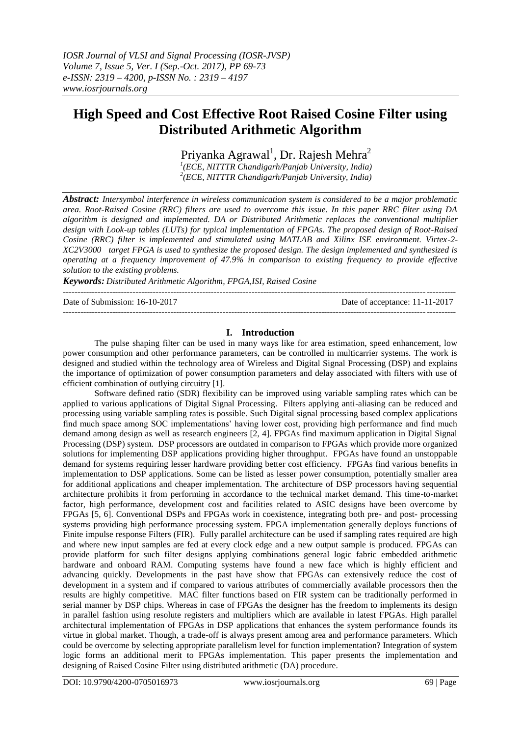# High Speed and Cost Effective Root Raised Cosine Filter using Distributed Arithmetic Algorithm

Priyanka Agrawal[1], Dr. Rajesh Mehra[2]

[1](ECE, NITTTR Chandigarh/Panjab University, India)
[2](ECE, NITTTR Chandigarh/Panjab University, India)

***Abstract:*** *Intersymbol interference in wireless communication system is considered to be a major problematic area. Root-Raised Cosine (RRC) filters are used to overcome this issue. In this paper RRC filter using DA algorithm is designed and implemented. DA or Distributed Arithmetic replaces the conventional multiplier design with Look-up tables (LUTs) for typical implementation of FPGAs. The proposed design of Root-Raised Cosine (RRC) filter is implemented and stimulated using MATLAB and Xilinx ISE environment. Virtex-2-XC2V3000 target FPGA is used to synthesize the proposed design. The design implemented and synthesized is operating at a frequency improvement of 47.9% in comparison to existing frequency to provide effective solution to the existing problems.*

***Keywords:*** *Distributed Arithmetic Algorithm, FPGA,ISI, Raised Cosine*

---

Date of Submission: 16-10-2017 Date of acceptance: 11-11-2017

---

## I. Introduction

The pulse shaping filter can be used in many ways like for area estimation, speed enhancement, low power consumption and other performance parameters, can be controlled in multicarrier systems. The work is designed and studied within the technology area of Wireless and Digital Signal Processing (DSP) and explains the importance of optimization of power consumption parameters and delay associated with filters with use of efficient combination of outlying circuitry [1].

Software defined ratio (SDR) flexibility can be improved using variable sampling rates which can be applied to various applications of Digital Signal Processing. Filters applying anti-aliasing can be reduced and processing using variable sampling rates is possible. Such Digital signal processing based complex applications find much space among SOC implementations' having lower cost, providing high performance and find much demand among design as well as research engineers [2, 4]. FPGAs find maximum application in Digital Signal Processing (DSP) system. DSP processors are outdated in comparison to FPGAs which provide more organized solutions for implementing DSP applications providing higher throughput. FPGAs have found an unstoppable demand for systems requiring lesser hardware providing better cost efficiency. FPGAs find various benefits in implementation to DSP applications. Some can be listed as lesser power consumption, potentially smaller area for additional applications and cheaper implementation. The architecture of DSP processors having sequential architecture prohibits it from performing in accordance to the technical market demand. This time-to-market factor, high performance, development cost and facilities related to ASIC designs have been overcome by FPGAs [5, 6]. Conventional DSPs and FPGAs work in coexistence, integrating both pre- and post- processing systems providing high performance processing system. FPGA implementation generally deploys functions of Finite impulse response Filters (FIR). Fully parallel architecture can be used if sampling rates required are high and where new input samples are fed at every clock edge and a new output sample is produced. FPGAs can provide platform for such filter designs applying combinations general logic fabric embedded arithmetic hardware and onboard RAM. Computing systems have found a new face which is highly efficient and advancing quickly. Developments in the past have show that FPGAs can extensively reduce the cost of development in a system and if compared to various attributes of commercially available processors then the results are highly competitive. MAC filter functions based on FIR system can be traditionally performed in serial manner by DSP chips. Whereas in case of FPGAs the designer has the freedom to implements its design in parallel fashion using resolute registers and multipliers which are available in latest FPGAs. High parallel architectural implementation of FPGAs in DSP applications that enhances the system performance founds its virtue in global market. Though, a trade-off is always present among area and performance parameters. Which could be overcome by selecting appropriate parallelism level for function implementation? Integration of system logic forms an additional merit to FPGAs implementation. This paper presents the implementation and designing of Raised Cosine Filter using distributed arithmetic (DA) procedure.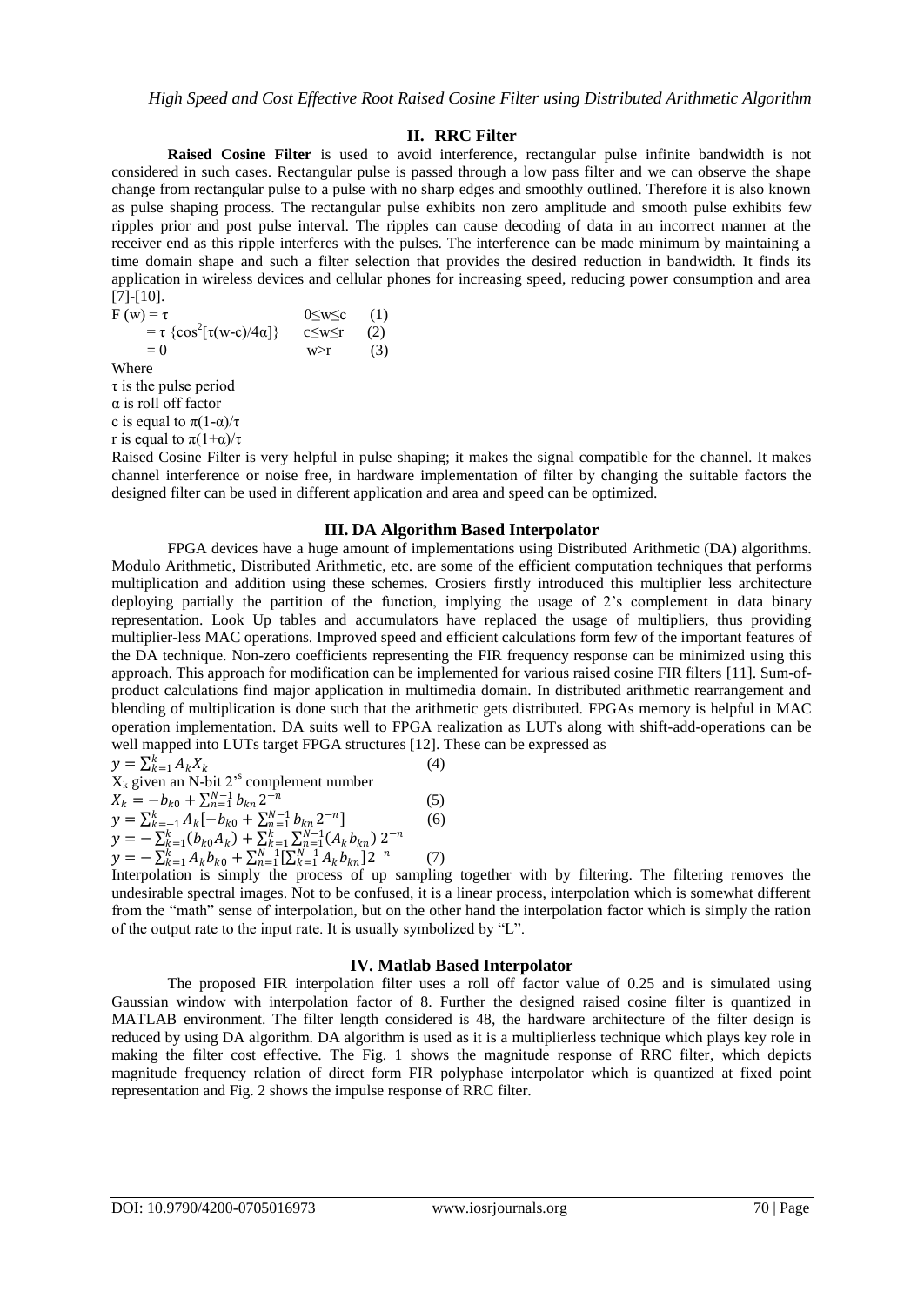## II. RRC Filter

**Raised Cosine Filter** is used to avoid interference, rectangular pulse infinite bandwidth is not considered in such cases. Rectangular pulse is passed through a low pass filter and we can observe the shape change from rectangular pulse to a pulse with no sharp edges and smoothly outlined. Therefore it is also known as pulse shaping process. The rectangular pulse exhibits non zero amplitude and smooth pulse exhibits few ripples prior and post pulse interval. The ripples can cause decoding of data in an incorrect manner at the receiver end as this ripple interferes with the pulses. The interference can be made minimum by maintaining a time domain shape and such a filter selection that provides the desired reduction in bandwidth. It finds its application in wireless devices and cellular phones for increasing speed, reducing power consumption and area [7]-[10].

$$F(w) = \tau \qquad 0 \le w \le c \qquad (1)$$

$$= \tau \{\cos^2[\tau(w-c)/4\alpha]\} \qquad c \le w \le r \qquad (2)$$

$$= 0 \qquad w > r \qquad (3)$$

Where

$\tau$ is the pulse period

$\alpha$ is roll off factor

c is equal to $\pi(1-\alpha)/\tau$

r is equal to $\pi(1+\alpha)/\tau$

Raised Cosine Filter is very helpful in pulse shaping; it makes the signal compatible for the channel. It makes channel interference or noise free, in hardware implementation of filter by changing the suitable factors the designed filter can be used in different application and area and speed can be optimized.

## III. DA Algorithm Based Interpolator

FPGA devices have a huge amount of implementations using Distributed Arithmetic (DA) algorithms. Modulo Arithmetic, Distributed Arithmetic, etc. are some of the efficient computation techniques that performs multiplication and addition using these schemes. Crosiers firstly introduced this multiplier less architecture deploying partially the partition of the function, implying the usage of 2's complement in data binary representation. Look Up tables and accumulators have replaced the usage of multipliers, thus providing multiplier-less MAC operations. Improved speed and efficient calculations form few of the important features of the DA technique. Non-zero coefficients representing the FIR frequency response can be minimized using this approach. This approach for modification can be implemented for various raised cosine FIR filters [11]. Sum-of-product calculations find major application in multimedia domain. In distributed arithmetic rearrangement and blending of multiplication is done such that the arithmetic gets distributed. FPGAs memory is helpful in MAC operation implementation. DA suits well to FPGA realization as LUTs along with shift-add-operations can be well mapped into LUTs target FPGA structures [12]. These can be expressed as

$$y = \sum_{k=1}^{k} A_k X_k \qquad (4)$$

$X_k$ given an N-bit 2's complement number

$$X_k = -b_{k0} + \sum_{n=1}^{N-1} b_{kn} 2^{-n} \qquad (5)$$

$$y = \sum_{k=-1}^{k} A_k[-b_{k0} + \sum_{n=1}^{N-1} b_{kn} 2^{-n}] \qquad (6)$$

$$y = -\sum_{k=1}^{k}(b_{k0}A_k) + \sum_{k=1}^{k}\sum_{n=1}^{N-1}(A_k b_{kn})\, 2^{-n}$$

$$y = -\sum_{k=1}^{k} A_k b_{k0} + \sum_{n=1}^{N-1}[\sum_{k=1}^{N-1} A_k b_{kn}]2^{-n} \qquad (7)$$

Interpolation is simply the process of up sampling together with by filtering. The filtering removes the undesirable spectral images. Not to be confused, it is a linear process, interpolation which is somewhat different from the "math" sense of interpolation, but on the other hand the interpolation factor which is simply the ration of the output rate to the input rate. It is usually symbolized by "L".

## IV. Matlab Based Interpolator

The proposed FIR interpolation filter uses a roll off factor value of 0.25 and is simulated using Gaussian window with interpolation factor of 8. Further the designed raised cosine filter is quantized in MATLAB environment. The filter length considered is 48, the hardware architecture of the filter design is reduced by using DA algorithm. DA algorithm is used as it is a multiplierless technique which plays key role in making the filter cost effective. The Fig. 1 shows the magnitude response of RRC filter, which depicts magnitude frequency relation of direct form FIR polyphase interpolator which is quantized at fixed point representation and Fig. 2 shows the impulse response of RRC filter.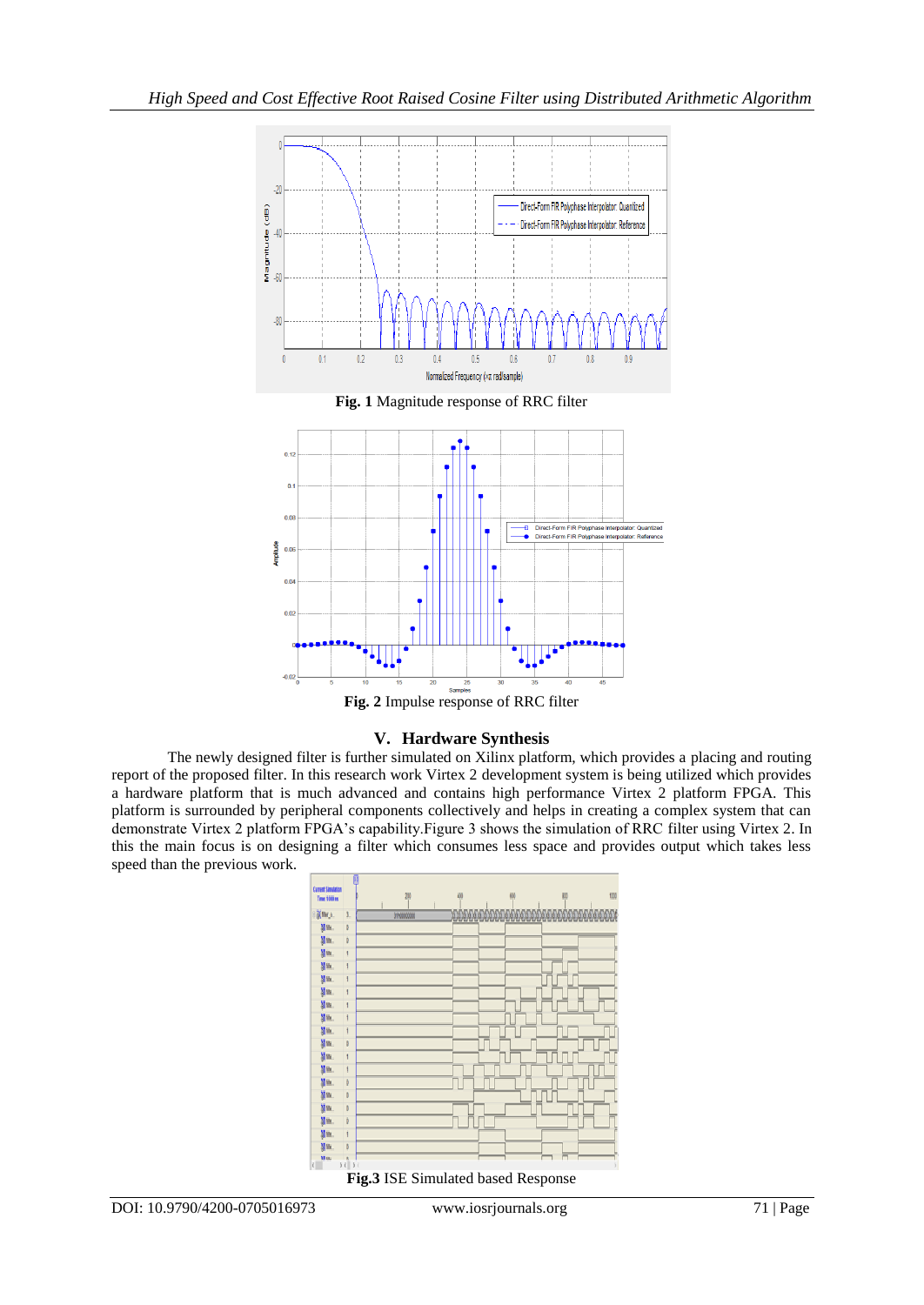**Fig. 1** Magnitude response of RRC filter

**Fig. 2** Impulse response of RRC filter

## V. Hardware Synthesis

The newly designed filter is further simulated on Xilinx platform, which provides a placing and routing report of the proposed filter. In this research work Virtex 2 development system is being utilized which provides a hardware platform that is much advanced and contains high performance Virtex 2 platform FPGA. This platform is surrounded by peripheral components collectively and helps in creating a complex system that can demonstrate Virtex 2 platform FPGA's capability.Figure 3 shows the simulation of RRC filter using Virtex 2. In this the main focus is on designing a filter which consumes less space and provides output which takes less speed than the previous work.

**Fig.3** ISE Simulated based Response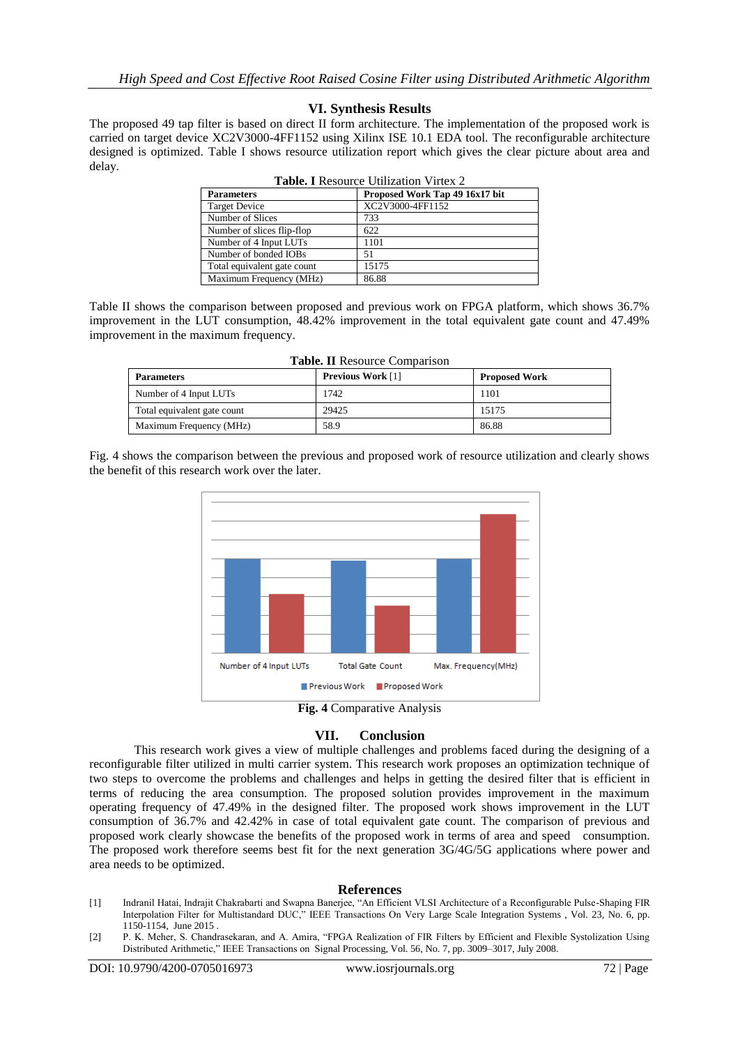## VI. Synthesis Results

The proposed 49 tap filter is based on direct II form architecture. The implementation of the proposed work is carried on target device XC2V3000-4FF1152 using Xilinx ISE 10.1 EDA tool. The reconfigurable architecture designed is optimized. Table I shows resource utilization report which gives the clear picture about area and delay.

**Table. I** Resource Utilization Virtex 2

| Parameters | Proposed Work Tap 49 16x17 bit |
|---|---|
| Target Device | XC2V3000-4FF1152 |
| Number of Slices | 733 |
| Number of slices flip-flop | 622 |
| Number of 4 Input LUTs | 1101 |
| Number of bonded IOBs | 51 |
| Total equivalent gate count | 15175 |
| Maximum Frequency (MHz) | 86.88 |

Table II shows the comparison between proposed and previous work on FPGA platform, which shows 36.7% improvement in the LUT consumption, 48.42% improvement in the total equivalent gate count and 47.49% improvement in the maximum frequency.

**Table. II** Resource Comparison

| Parameters | Previous Work [1] | Proposed Work |
|---|---|---|
| Number of 4 Input LUTs | 1742 | 1101 |
| Total equivalent gate count | 29425 | 15175 |
| Maximum Frequency (MHz) | 58.9 | 86.88 |

Fig. 4 shows the comparison between the previous and proposed work of resource utilization and clearly shows the benefit of this research work over the later.

**Fig. 4** Comparative Analysis

## VII. Conclusion

This research work gives a view of multiple challenges and problems faced during the designing of a reconfigurable filter utilized in multi carrier system. This research work proposes an optimization technique of two steps to overcome the problems and challenges and helps in getting the desired filter that is efficient in terms of reducing the area consumption. The proposed solution provides improvement in the maximum operating frequency of 47.49% in the designed filter. The proposed work shows improvement in the LUT consumption of 36.7% and 42.42% in case of total equivalent gate count. The comparison of previous and proposed work clearly showcase the benefits of the proposed work in terms of area and speed consumption. The proposed work therefore seems best fit for the next generation 3G/4G/5G applications where power and area needs to be optimized.

## References

[1] Indranil Hatai, Indrajit Chakrabarti and Swapna Banerjee, "An Efficient VLSI Architecture of a Reconfigurable Pulse-Shaping FIR Interpolation Filter for Multistandard DUC," IEEE Transactions On Very Large Scale Integration Systems , Vol. 23, No. 6, pp. 1150-1154, June 2015 .

[2] P. K. Meher, S. Chandrasekaran, and A. Amira, "FPGA Realization of FIR Filters by Efficient and Flexible Systolization Using Distributed Arithmetic," IEEE Transactions on Signal Processing, Vol. 56, No. 7, pp. 3009–3017, July 2008.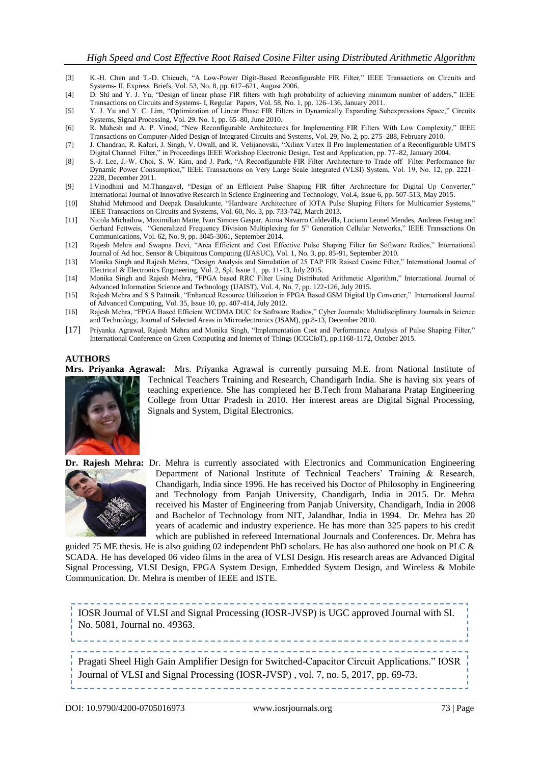[3] K.-H. Chen and T.-D. Chieueh, "A Low-Power Digit-Based Reconfigurable FIR Filter," IEEE Transactions on Circuits and Systems- II, Express Briefs, Vol. 53, No. 8, pp. 617–621, August 2006.

[4] D. Shi and Y. J. Yu, "Design of linear phase FIR filters with high probability of achieving minimum number of adders," IEEE Transactions on Circuits and Systems- I, Regular Papers, Vol. 58, No. 1, pp. 126–136, January 2011.

[5] Y. J. Yu and Y. C. Lim, "Optimization of Linear Phase FIR Filters in Dynamically Expanding Subexpressions Space," Circuits Systems, Signal Processing, Vol. 29. No. 1, pp. 65–80, June 2010.

[6] R. Mahesh and A. P. Vinod, "New Reconfigurable Architectures for Implementing FIR Filters With Low Complexity," IEEE Transactions on Computer-Aided Design of Integrated Circuits and Systems, Vol. 29, No. 2, pp. 275–288, February 2010.

[7] J. Chandran, R. Kaluri, J. Singh, V. Owall, and R. Velijanovski, "Xilinx Virtex II Pro Implementation of a Reconfigurable UMTS Digital Channel Filter," in Proceedings IEEE Workshop Electronic Design, Test and Application, pp. 77–82, January 2004.

[8] S.-J. Lee, J.-W. Choi, S. W. Kim, and J. Park, "A Reconfigurable FIR Filter Architecture to Trade off Filter Performance for Dynamic Power Consumption," IEEE Transactions on Very Large Scale Integrated (VLSI) System, Vol. 19, No. 12, pp. 2221–2228, December 2011.

[9] I.Vinodhini and M.Thangavel, "Design of an Efficient Pulse Shaping FIR filter Architecture for Digital Up Converter," International Journal of Innovative Research in Science Engineering and Technology, Vol.4, Issue 6, pp. 507-513, May 2015.

[10] Shahid Mehmood and Deepak Dasalukunte, "Hardware Architecture of IOTA Pulse Shaping Filters for Multicarrier Systems," IEEE Transactions on Circuits and Systems, Vol. 60, No. 3, pp. 733-742, March 2013.

[11] Nicola Michailow, Maximilian Matte, Ivan Simoes Gaspar, Ainoa Navarro Caldevilla, Luciano Leonel Mendes, Andreas Festag and Gerhard Fettweis, "Generalized Frequency Division Multiplexing for 5th Generation Cellular Networks," IEEE Transactions On Communications, Vol. 62, No. 9, pp. 3045-3061, September 2014.

[12] Rajesh Mehra and Swapna Devi, "Area Efficient and Cost Effective Pulse Shaping Filter for Software Radios," International Journal of Ad hoc, Sensor & Ubiquitous Computing (IJASUC), Vol. 1, No. 3, pp. 85-91, September 2010.

[13] Monika Singh and Rajesh Mehra, "Design Analysis and Simulation of 25 TAP FIR Raised Cosine Filter," International Journal of Electrical & Electronics Engineering, Vol. 2, Spl. Issue 1, pp. 11-13, July 2015.

[14] Monika Singh and Rajesh Mehra, "FPGA based RRC Filter Using Distributed Arithmetic Algorithm," International Journal of Advanced Information Science and Technology (IJAIST), Vol. 4, No. 7, pp. 122-126, July 2015.

[15] Rajesh Mehra and S S Pattnaik, "Enhanced Resource Utilization in FPGA Based GSM Digital Up Converter," International Journal of Advanced Computing, Vol. 35, Issue 10, pp. 407-414, July 2012.

[16] Rajesh Mehra, "FPGA Based Efficient WCDMA DUC for Software Radios," Cyber Journals: Multidisciplinary Journals in Science and Technology, Journal of Selected Areas in Microelectronics (JSAM), pp.8-13, December 2010.

[17] Priyanka Agrawal, Rajesh Mehra and Monika Singh, "Implementation Cost and Performance Analysis of Pulse Shaping Filter," International Conference on Green Computing and Internet of Things (ICGCIoT), pp.1168-1172, October 2015.

## AUTHORS

**Mrs. Priyanka Agrawal:** Mrs. Priyanka Agrawal is currently pursuing M.E. from National Institute of Technical Teachers Training and Research, Chandigarh India. She is having six years of teaching experience. She has completed her B.Tech from Maharana Pratap Engineering College from Uttar Pradesh in 2010. Her interest areas are Digital Signal Processing, Signals and System, Digital Electronics.

**Dr. Rajesh Mehra:** Dr. Mehra is currently associated with Electronics and Communication Engineering Department of National Institute of Technical Teachers' Training & Research, Chandigarh, India since 1996. He has received his Doctor of Philosophy in Engineering and Technology from Panjab University, Chandigarh, India in 2015. Dr. Mehra received his Master of Engineering from Panjab University, Chandigarh, India in 2008 and Bachelor of Technology from NIT, Jalandhar, India in 1994. Dr. Mehra has 20 years of academic and industry experience. He has more than 325 papers to his credit which are published in refereed International Journals and Conferences. Dr. Mehra has guided 75 ME thesis. He is also guiding 02 independent PhD scholars. He has also authored one book on PLC & SCADA. He has developed 06 video films in the area of VLSI Design. His research areas are Advanced Digital Signal Processing, VLSI Design, FPGA System Design, Embedded System Design, and Wireless & Mobile Communication. Dr. Mehra is member of IEEE and ISTE.

IOSR Journal of VLSI and Signal Processing (IOSR-JVSP) is UGC approved Journal with Sl. No. 5081, Journal no. 49363.

Pragati Sheel High Gain Amplifier Design for Switched-Capacitor Circuit Applications." IOSR Journal of VLSI and Signal Processing (IOSR-JVSP) , vol. 7, no. 5, 2017, pp. 69-73.